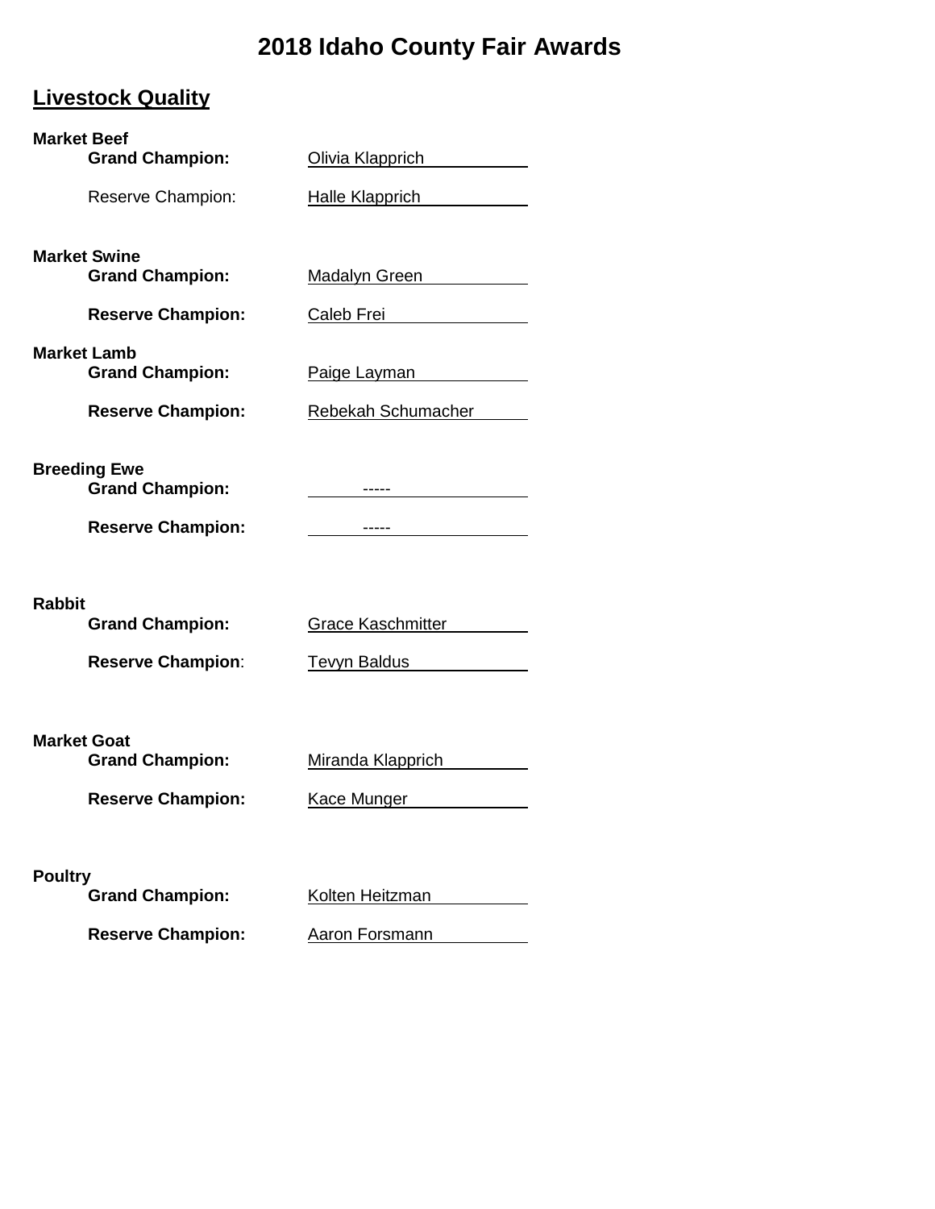# 2018 Idaho County Fair Awards

## Livestock Quality

**Market Beef**

**Grand Champion:** Olivia Klapprich

Reserve Champion: Halle Klapprich

**Market Swine**

**Grand Champion:** Madalyn Green

**Reserve Champion:** Caleb Frei

**Market Lamb**

**Grand Champion:** Paige Layman

**Reserve Champion:** Rebekah Schumacher

**Breeding Ewe**

**Grand Champion:** -----

**Reserve Champion:** -----

**Rabbit**

**Grand Champion:** Grace Kaschmitter

**Reserve Champion**: Tevyn Baldus

**Market Goat**

**Grand Champion:** Miranda Klapprich

**Reserve Champion:** Kace Munger

**Poultry**

**Grand Champion:** Kolten Heitzman

**Reserve Champion:** Aaron Forsmann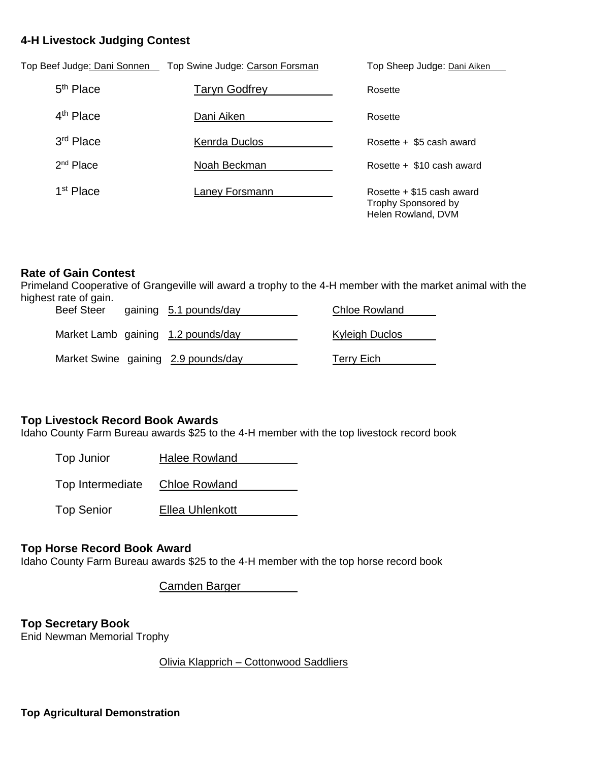### 4-H Livestock Judging Contest

Top Beef Judge: Dani Sonnen    Top Swine Judge: Carson Forsman    Top Sheep Judge: Dani Aiken

| Place | Name | Award |
|---|---|---|
| 5th Place | Taryn Godfrey | Rosette |
| 4th Place | Dani Aiken | Rosette |
| 3rd Place | Kenrda Duclos | Rosette + $5 cash award |
| 2nd Place | Noah Beckman | Rosette + $10 cash award |
| 1st Place | Laney Forsmann | Rosette + $15 cash award Trophy Sponsored by Helen Rowland, DVM |

### Rate of Gain Contest

Primeland Cooperative of Grangeville will award a trophy to the 4-H member with the market animal with the highest rate of gain.

| Animal | Gain | Name |
|---|---|---|
| Beef Steer | gaining 5.1 pounds/day | Chloe Rowland |
| Market Lamb | gaining 1.2 pounds/day | Kyleigh Duclos |
| Market Swine | gaining 2.9 pounds/day | Terry Eich |

### Top Livestock Record Book Awards

Idaho County Farm Bureau awards $25 to the 4-H member with the top livestock record book

| Division | Name |
|---|---|
| Top Junior | Halee Rowland |
| Top Intermediate | Chloe Rowland |
| Top Senior | Ellea Uhlenkott |

### Top Horse Record Book Award

Idaho County Farm Bureau awards $25 to the 4-H member with the top horse record book

Camden Barger

### Top Secretary Book

Enid Newman Memorial Trophy

Olivia Klapprich – Cottonwood Saddliers

### Top Agricultural Demonstration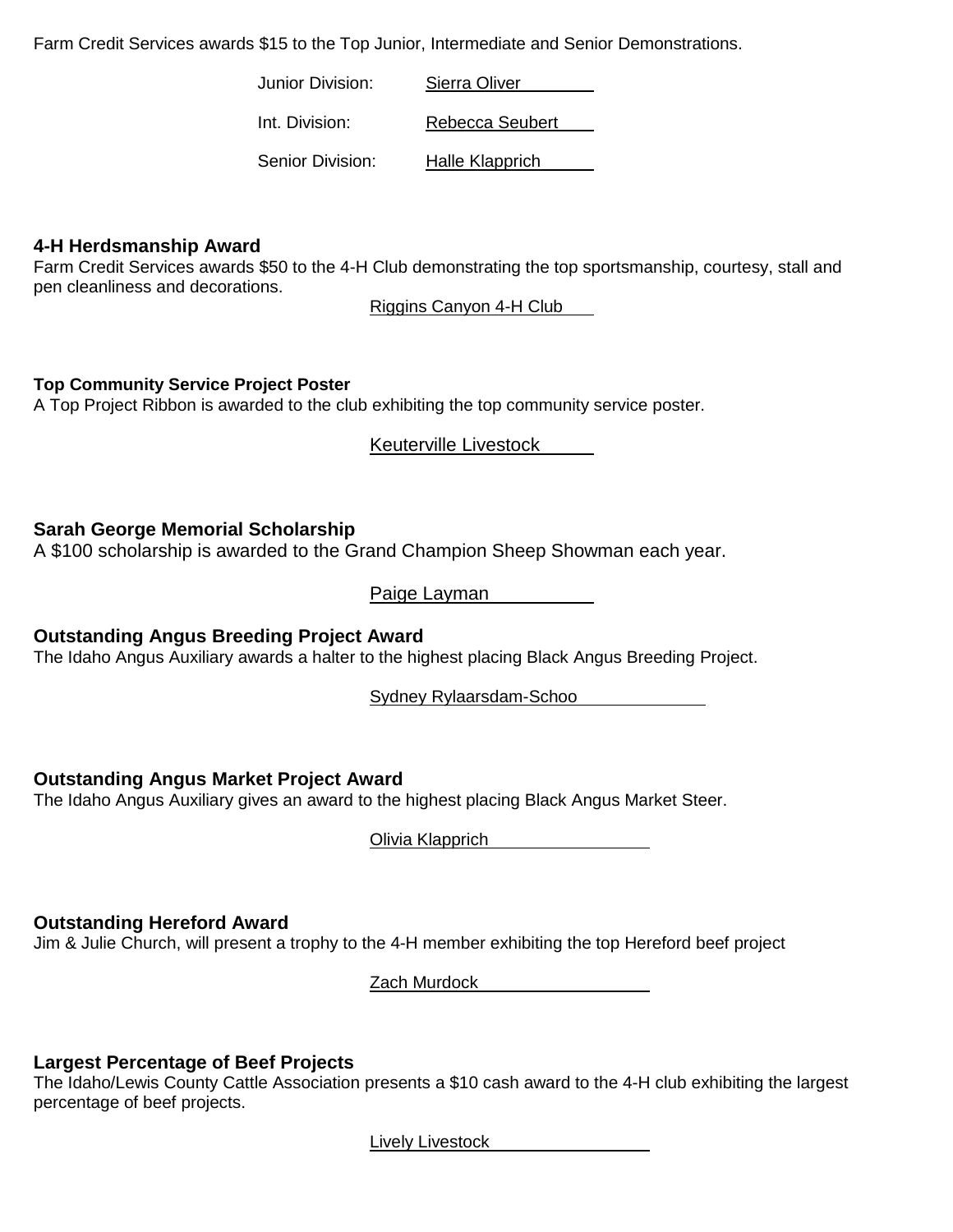Farm Credit Services awards $15 to the Top Junior, Intermediate and Senior Demonstrations.

| | |
|---|---|
| Junior Division: | Sierra Oliver |
| Int. Division: | Rebecca Seubert |
| Senior Division: | Halle Klapprich |

**4-H Herdsmanship Award**

Farm Credit Services awards $50 to the 4-H Club demonstrating the top sportsmanship, courtesy, stall and pen cleanliness and decorations.

Riggins Canyon 4-H Club

**Top Community Service Project Poster**

A Top Project Ribbon is awarded to the club exhibiting the top community service poster.

Keuterville Livestock

**Sarah George Memorial Scholarship**

A $100 scholarship is awarded to the Grand Champion Sheep Showman each year.

Paige Layman

**Outstanding Angus Breeding Project Award**

The Idaho Angus Auxiliary awards a halter to the highest placing Black Angus Breeding Project.

Sydney Rylaarsdam-Schoo

**Outstanding Angus Market Project Award**

The Idaho Angus Auxiliary gives an award to the highest placing Black Angus Market Steer.

Olivia Klapprich

**Outstanding Hereford Award**

Jim & Julie Church, will present a trophy to the 4-H member exhibiting the top Hereford beef project

Zach Murdock

**Largest Percentage of Beef Projects**

The Idaho/Lewis County Cattle Association presents a $10 cash award to the 4-H club exhibiting the largest percentage of beef projects.

Lively Livestock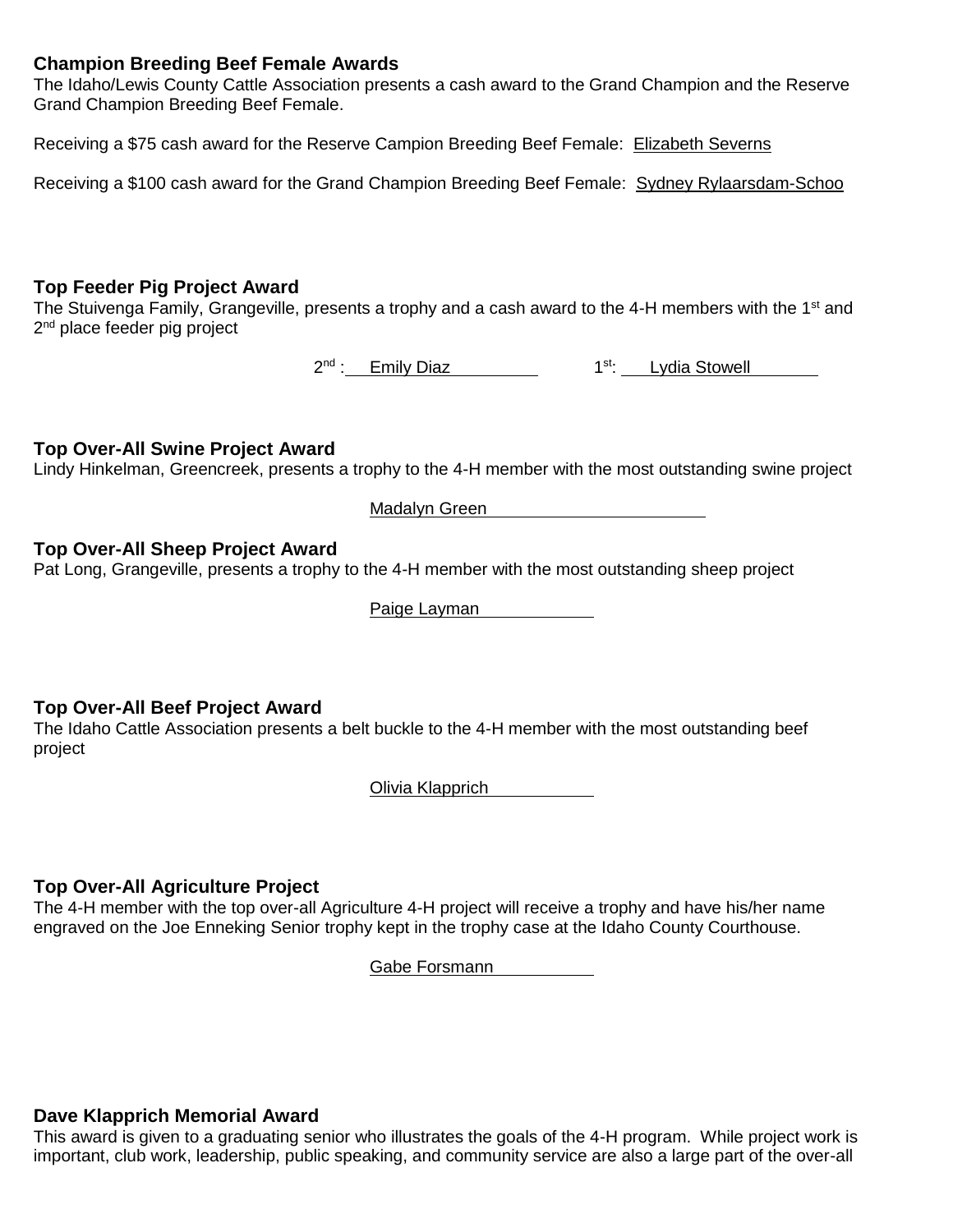**Champion Breeding Beef Female Awards**

The Idaho/Lewis County Cattle Association presents a cash award to the Grand Champion and the Reserve Grand Champion Breeding Beef Female.

Receiving a $75 cash award for the Reserve Campion Breeding Beef Female: Elizabeth Severns

Receiving a $100 cash award for the Grand Champion Breeding Beef Female: Sydney Rylaarsdam-Schoo

**Top Feeder Pig Project Award**

The Stuivenga Family, Grangeville, presents a trophy and a cash award to the 4-H members with the 1st and 2nd place feeder pig project

2nd : Emily Diaz 1st: Lydia Stowell

**Top Over-All Swine Project Award**

Lindy Hinkelman, Greencreek, presents a trophy to the 4-H member with the most outstanding swine project

Madalyn Green

**Top Over-All Sheep Project Award**

Pat Long, Grangeville, presents a trophy to the 4-H member with the most outstanding sheep project

Paige Layman

**Top Over-All Beef Project Award**

The Idaho Cattle Association presents a belt buckle to the 4-H member with the most outstanding beef project

Olivia Klapprich

**Top Over-All Agriculture Project**

The 4-H member with the top over-all Agriculture 4-H project will receive a trophy and have his/her name engraved on the Joe Enneking Senior trophy kept in the trophy case at the Idaho County Courthouse.

Gabe Forsmann

**Dave Klapprich Memorial Award**

This award is given to a graduating senior who illustrates the goals of the 4-H program. While project work is important, club work, leadership, public speaking, and community service are also a large part of the over-all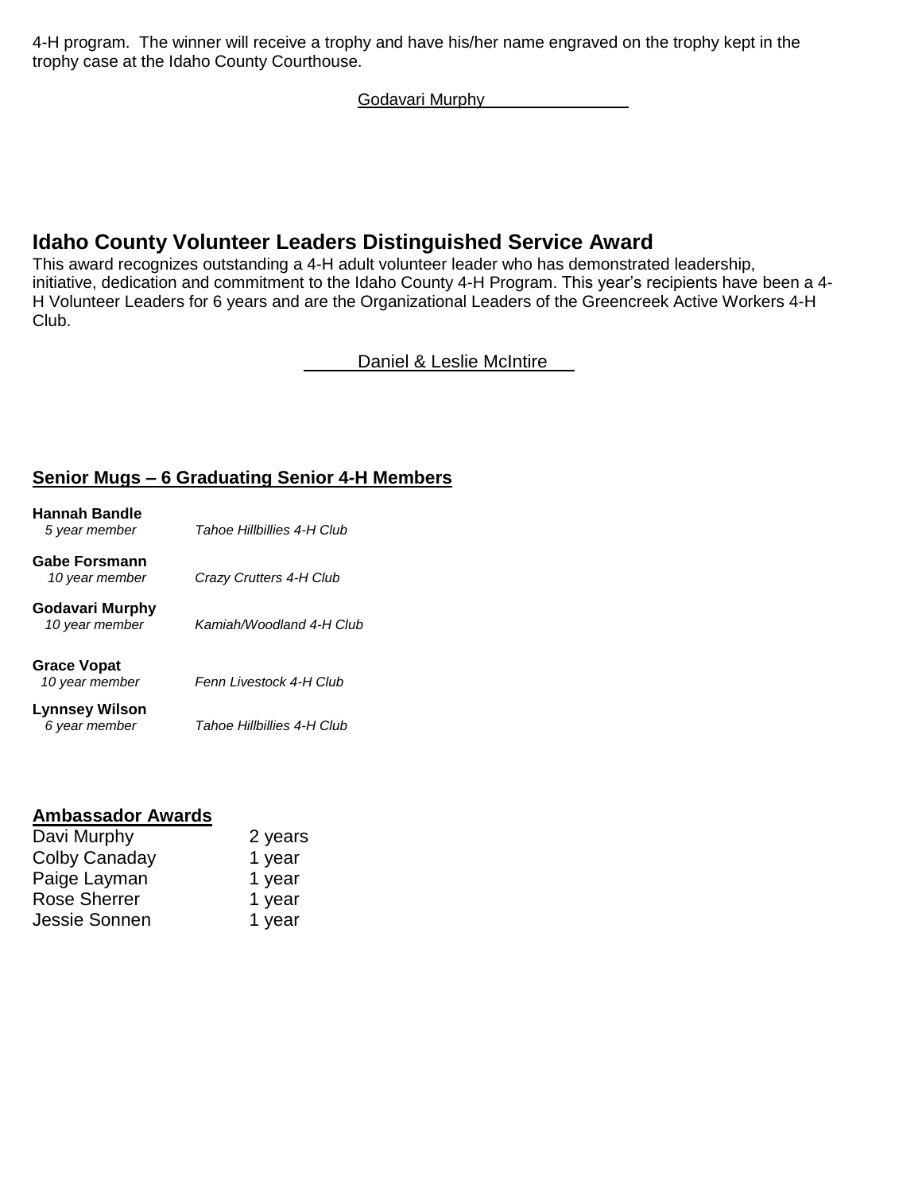4-H program. The winner will receive a trophy and have his/her name engraved on the trophy kept in the trophy case at the Idaho County Courthouse.

Godavari Murphy

## Idaho County Volunteer Leaders Distinguished Service Award

This award recognizes outstanding a 4-H adult volunteer leader who has demonstrated leadership, initiative, dedication and commitment to the Idaho County 4-H Program. This year's recipients have been a 4-H Volunteer Leaders for 6 years and are the Organizational Leaders of the Greencreek Active Workers 4-H Club.

Daniel & Leslie McIntire

## Senior Mugs – 6 Graduating Senior 4-H Members

**Hannah Bandle**
*5 year member* *Tahoe Hillbillies 4-H Club*

**Gabe Forsmann**
*10 year member* *Crazy Crutters 4-H Club*

**Godavari Murphy**
*10 year member* *Kamiah/Woodland 4-H Club*

**Grace Vopat**
*10 year member* *Fenn Livestock 4-H Club*

**Lynnsey Wilson**
*6 year member* *Tahoe Hillbillies 4-H Club*

## Ambassador Awards

| | |
|---|---|
| Davi Murphy | 2 years |
| Colby Canaday | 1 year |
| Paige Layman | 1 year |
| Rose Sherrer | 1 year |
| Jessie Sonnen | 1 year |